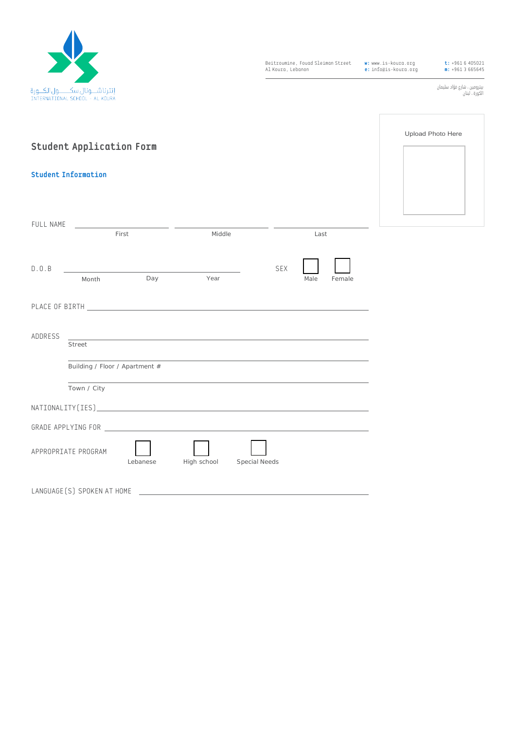إنترناشونال سكول الكورة
INTERNATIONAL SCHOOL - AL KOURA

Beitroumine, Fouad Sleiman Street
Al Koura, Lebanon

**w:** www.is-koura.org
**e:** info@is-koura.org

**t:** +961 6 405021
**m:** +961 3 665645

بيترومين ، شارع فؤاد سليمان
الكورة ، لبنان

Upload Photo Here

# Student Application Form

## Student Information

FULL NAME ____________ ____________ ____________
First Middle Last

D.O.B ______________________
Month Day Year

SEX ☐ Male ☐ Female

PLACE OF BIRTH ______________________

ADDRESS ______________________
Street
______________________
Building / Floor / Apartment #
______________________
Town / City

NATIONALITY(IES) ______________________

GRADE APPLYING FOR ______________________

APPROPRIATE PROGRAM ☐ Lebanese ☐ High school ☐ Special Needs

LANGUAGE(S) SPOKEN AT HOME ______________________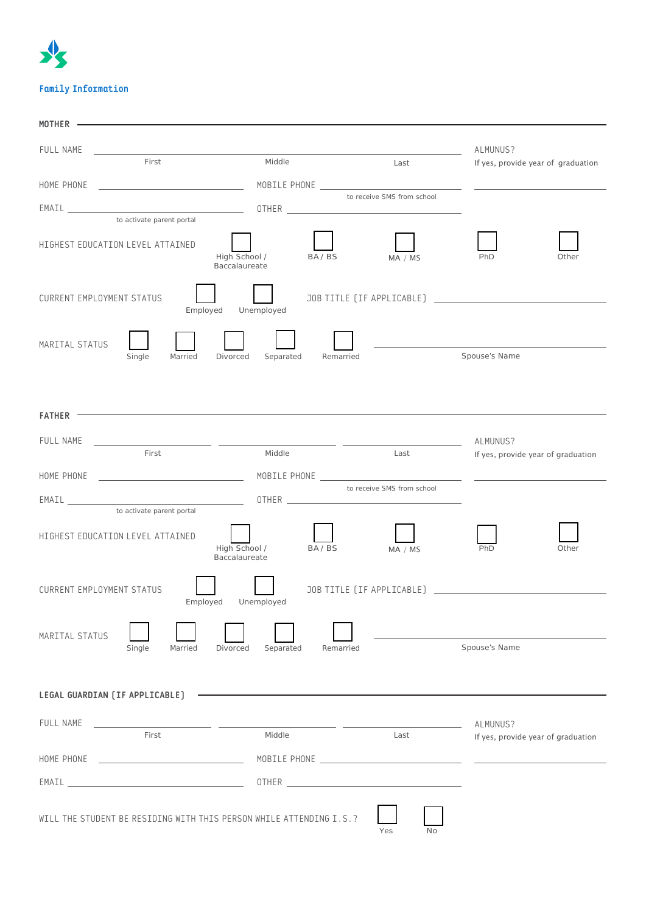## Family Information

### MOTHER

FULL NAME ________________________________________________
First | Middle | Last

ALMUNUS?
If yes, provide year of graduation
__________________

HOME PHONE __________________ MOBILE PHONE __________________
to receive SMS from school

EMAIL __________________ OTHER __________________
to activate parent portal

HIGHEST EDUCATION LEVEL ATTAINED
☐ High School / Baccalaureate ☐ BA / BS ☐ MA / MS ☐ PhD ☐ Other

CURRENT EMPLOYMENT STATUS
☐ Employed ☐ Unemployed

JOB TITLE (IF APPLICABLE) __________________

MARITAL STATUS
☐ Single ☐ Married ☐ Divorced ☐ Separated ☐ Remarried

__________________
Spouse's Name

### FATHER

FULL NAME __________________ __________________ __________________
First | Middle | Last

ALMUNUS?
If yes, provide year of graduation
__________________

HOME PHONE __________________ MOBILE PHONE __________________
to receive SMS from school

EMAIL __________________ OTHER __________________
to activate parent portal

HIGHEST EDUCATION LEVEL ATTAINED
☐ High School / Baccalaureate ☐ BA / BS ☐ MA / MS ☐ PhD ☐ Other

CURRENT EMPLOYMENT STATUS
☐ Employed ☐ Unemployed

JOB TITLE (IF APPLICABLE) __________________

MARITAL STATUS
☐ Single ☐ Married ☐ Divorced ☐ Separated ☐ Remarried

__________________
Spouse's Name

### LEGAL GUARDIAN (IF APPLICABLE)

FULL NAME __________________ __________________ __________________
First | Middle | Last

ALMUNUS?
If yes, provide year of graduation
__________________

HOME PHONE __________________ MOBILE PHONE __________________

EMAIL __________________ OTHER __________________

WILL THE STUDENT BE RESIDING WITH THIS PERSON WHILE ATTENDING I.S.?
☐ Yes ☐ No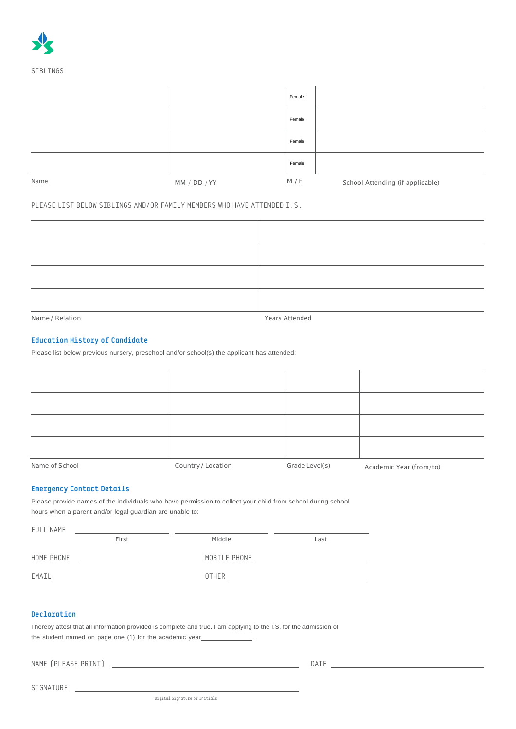SIBLINGS

| Name | MM / DD / YY | M / F | School Attending (if applicable) |
|---|---|---|---|
| | | Female | |
| | | Female | |
| | | Female | |
| | | Female | |

PLEASE LIST BELOW SIBLINGS AND/OR FAMILY MEMBERS WHO HAVE ATTENDED I.S.

| Name / Relation | Years Attended |
|---|---|
| | |
| | |
| | |
| | |

## Education History of Candidate

Please list below previous nursery, preschool and/or school(s) the applicant has attended:

| Name of School | Country / Location | Grade Level(s) | Academic Year (from/to) |
|---|---|---|---|
| | | | |
| | | | |
| | | | |
| | | | |

## Emergency Contact Details

Please provide names of the individuals who have permission to collect your child from school during school hours when a parent and/or legal guardian are unable to:

FULL NAME ____________________ ____________________ ____________________
First Middle Last

HOME PHONE ____________________ MOBILE PHONE ____________________

EMAIL ____________________ OTHER ____________________

## Declaration

I hereby attest that all information provided is complete and true. I am applying to the I.S. for the admission of the student named on page one (1) for the academic year______________.

NAME (PLEASE PRINT) ____________________ DATE ____________________

SIGNATURE ____________________

Digital Signature or Initials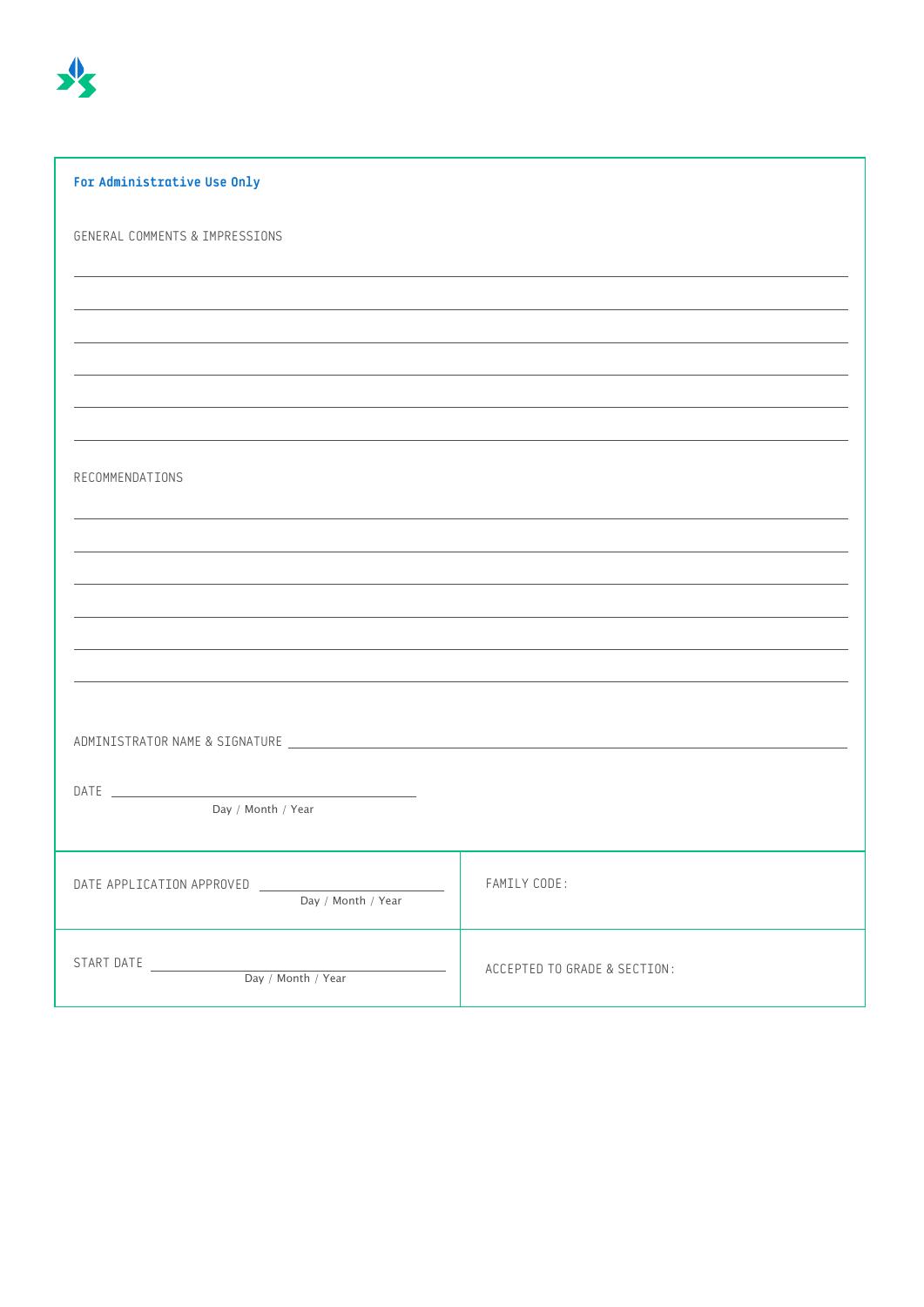**For Administrative Use Only**

GENERAL COMMENTS & IMPRESSIONS

RECOMMENDATIONS

ADMINISTRATOR NAME & SIGNATURE

DATE
Day / Month / Year

| | |
|---|---|
| DATE APPLICATION APPROVED<br>Day / Month / Year | FAMILY CODE: |
| START DATE<br>Day / Month / Year | ACCEPTED TO GRADE & SECTION: |